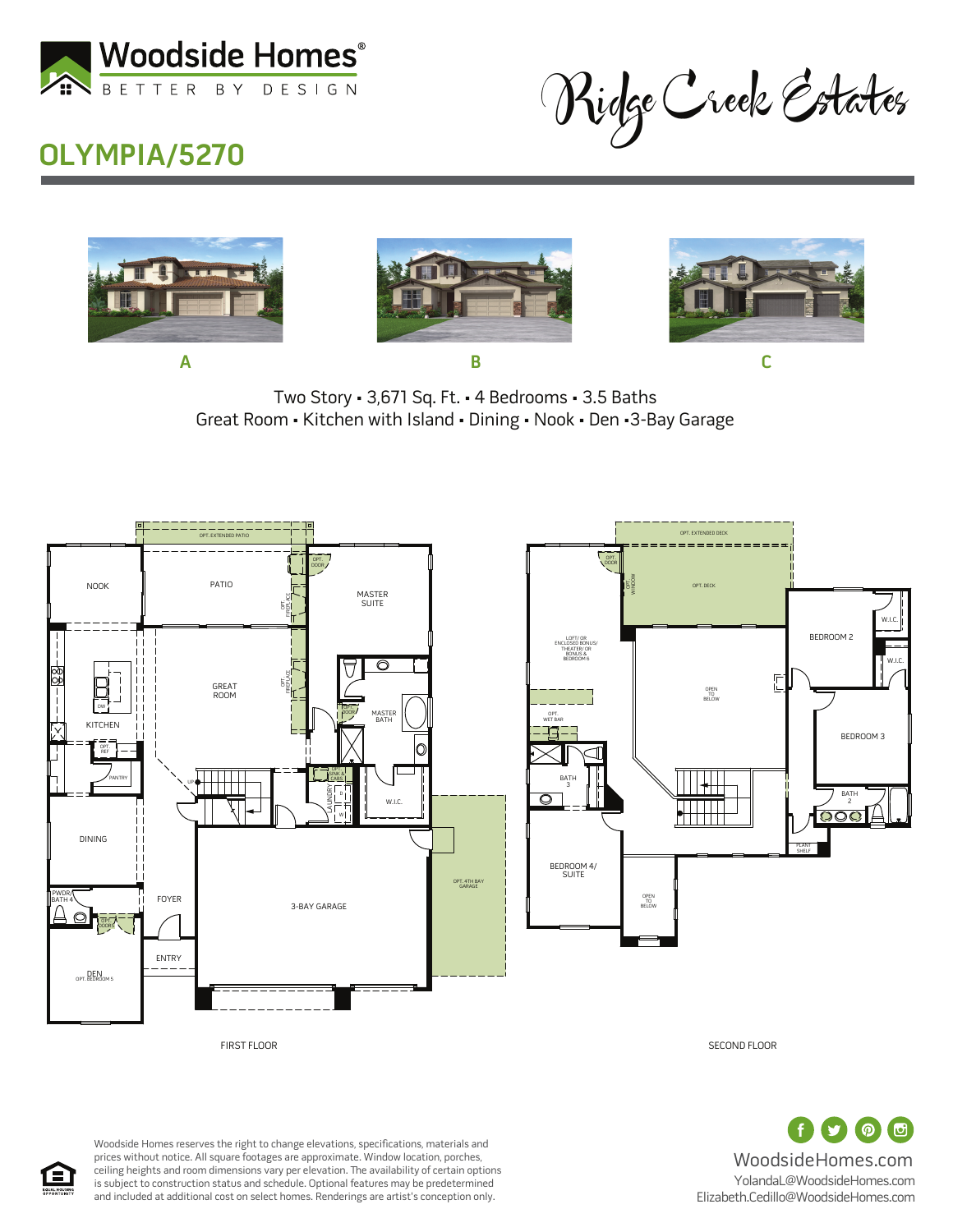Woodside Homes®
BETTER BY DESIGN

Ridge Creek Estates

# OLYMPIA/5270

A

B

C

Two Story • 3,671 Sq. Ft. • 4 Bedrooms • 3.5 Baths
Great Room • Kitchen with Island • Dining • Nook • Den • 3-Bay Garage

FIRST FLOOR

NOOK
PATIO
OPT. EXTENDED PATIO
OPT. DOOR
OPT. FIREPLACE
MASTER SUITE
GREAT ROOM
KITCHEN
DW
OPT. REF
PANTRY
MASTER BATH
OPT. DOOR
W.I.C.
OPT. SINK & CABS
LAUNDRY
D
W
UP
DINING
PWDR/BATH 4
OPT. DOORS
FOYER
3-BAY GARAGE
OPT. 4TH BAY GARAGE
DEN
OPT. BEDROOM 5
ENTRY

SECOND FLOOR

OPT. EXTENDED DECK
OPT. DOOR
OPT. WINDOW
OPT. DECK
LOFT/ OR ENCLOSED BONUS/ THEATER/ OR BONUS & BEDROOM 6
OPEN TO BELOW
BEDROOM 2
W.I.C.
W.I.C.
BEDROOM 3
OPT. WET BAR
BATH 3
BATH 2
PLANT SHELF
BEDROOM 4/ SUITE
OPEN TO BELOW

Woodside Homes reserves the right to change elevations, specifications, materials and prices without notice. All square footages are approximate. Window location, porches, ceiling heights and room dimensions vary per elevation. The availability of certain options is subject to construction status and schedule. Optional features may be predetermined and included at additional cost on select homes. Renderings are artist's conception only.

EQUAL HOUSING OPPORTUNITY

WoodsideHomes.com
YolandaL@WoodsideHomes.com
Elizabeth.Cedillo@WoodsideHomes.com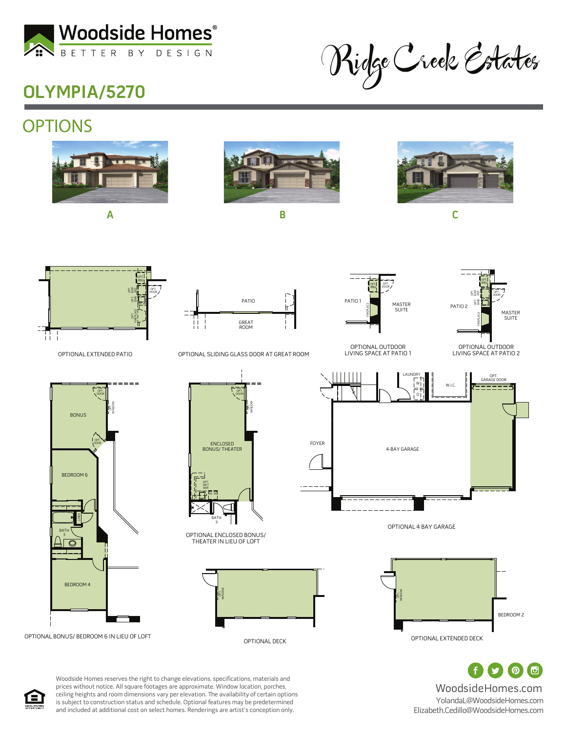Woodside Homes®
BETTER BY DESIGN

Ridge Creek Estates

# OLYMPIA/5270

## OPTIONS

A

B

C

OPTIONAL EXTENDED PATIO

OPTIONAL SLIDING GLASS DOOR AT GREAT ROOM

OPTIONAL OUTDOOR LIVING SPACE AT PATIO 1

OPTIONAL OUTDOOR LIVING SPACE AT PATIO 2

OPTIONAL BONUS/ BEDROOM 6 IN LIEU OF LOFT

OPTIONAL ENCLOSED BONUS/ THEATER IN LIEU OF LOFT

OPTIONAL 4 BAY GARAGE

OPTIONAL DECK

OPTIONAL EXTENDED DECK

Woodside Homes reserves the right to change elevations, specifications, materials and prices without notice. All square footages are approximate. Window location, porches, ceiling heights and room dimensions vary per elevation. The availability of certain options is subject to construction status and schedule. Optional features may be predetermined and included at additional cost on select homes. Renderings are artist's conception only.

WoodsideHomes.com
YolandaL@WoodsideHomes.com
Elizabeth.Cedillo@WoodsideHomes.com